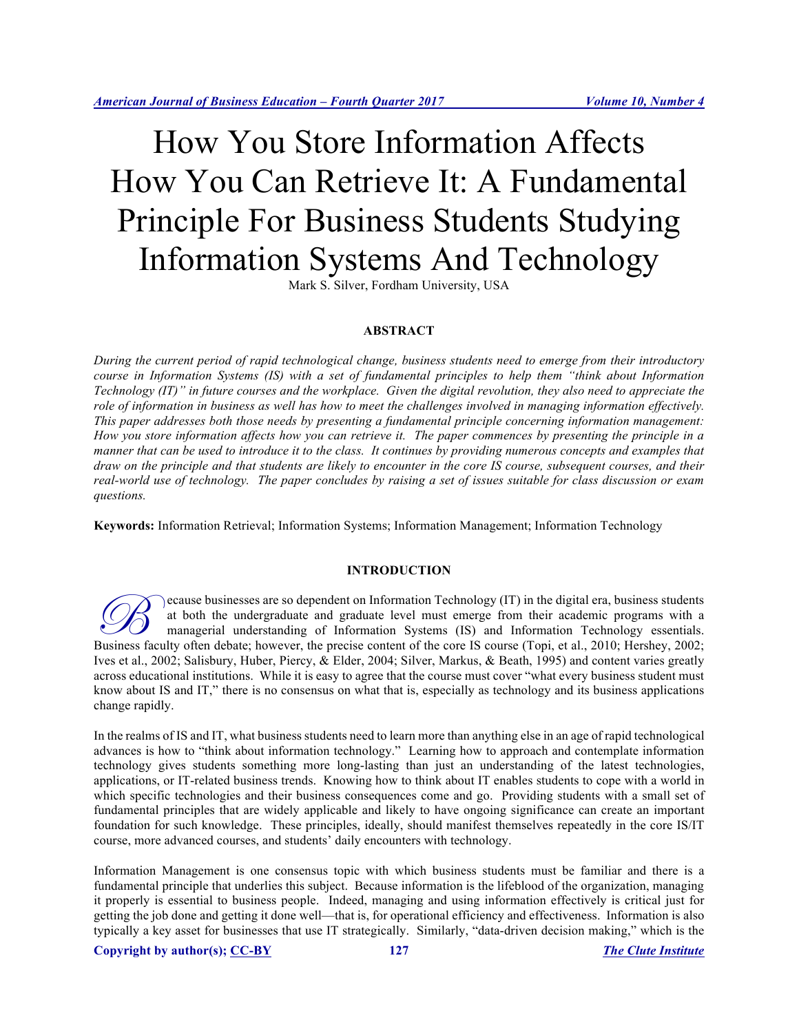# How You Store Information Affects How You Can Retrieve It: A Fundamental Principle For Business Students Studying Information Systems And Technology

Mark S. Silver, Fordham University, USA

## ABSTRACT

*During the current period of rapid technological change, business students need to emerge from their introductory course in Information Systems (IS) with a set of fundamental principles to help them "think about Information Technology (IT)" in future courses and the workplace. Given the digital revolution, they also need to appreciate the role of information in business as well has how to meet the challenges involved in managing information effectively. This paper addresses both those needs by presenting a fundamental principle concerning information management: How you store information affects how you can retrieve it. The paper commences by presenting the principle in a manner that can be used to introduce it to the class. It continues by providing numerous concepts and examples that draw on the principle and that students are likely to encounter in the core IS course, subsequent courses, and their real-world use of technology. The paper concludes by raising a set of issues suitable for class discussion or exam questions.*

**Keywords:** Information Retrieval; Information Systems; Information Management; Information Technology

## INTRODUCTION

Because businesses are so dependent on Information Technology (IT) in the digital era, business students at both the undergraduate and graduate level must emerge from their academic programs with a managerial understanding of Information Systems (IS) and Information Technology essentials. Business faculty often debate; however, the precise content of the core IS course (Topi, et al., 2010; Hershey, 2002; Ives et al., 2002; Salisbury, Huber, Piercy, & Elder, 2004; Silver, Markus, & Beath, 1995) and content varies greatly across educational institutions. While it is easy to agree that the course must cover "what every business student must know about IS and IT," there is no consensus on what that is, especially as technology and its business applications change rapidly.

In the realms of IS and IT, what business students need to learn more than anything else in an age of rapid technological advances is how to "think about information technology." Learning how to approach and contemplate information technology gives students something more long-lasting than just an understanding of the latest technologies, applications, or IT-related business trends. Knowing how to think about IT enables students to cope with a world in which specific technologies and their business consequences come and go. Providing students with a small set of fundamental principles that are widely applicable and likely to have ongoing significance can create an important foundation for such knowledge. These principles, ideally, should manifest themselves repeatedly in the core IS/IT course, more advanced courses, and students' daily encounters with technology.

Information Management is one consensus topic with which business students must be familiar and there is a fundamental principle that underlies this subject. Because information is the lifeblood of the organization, managing it properly is essential to business people. Indeed, managing and using information effectively is critical just for getting the job done and getting it done well—that is, for operational efficiency and effectiveness. Information is also typically a key asset for businesses that use IT strategically. Similarly, "data-driven decision making," which is the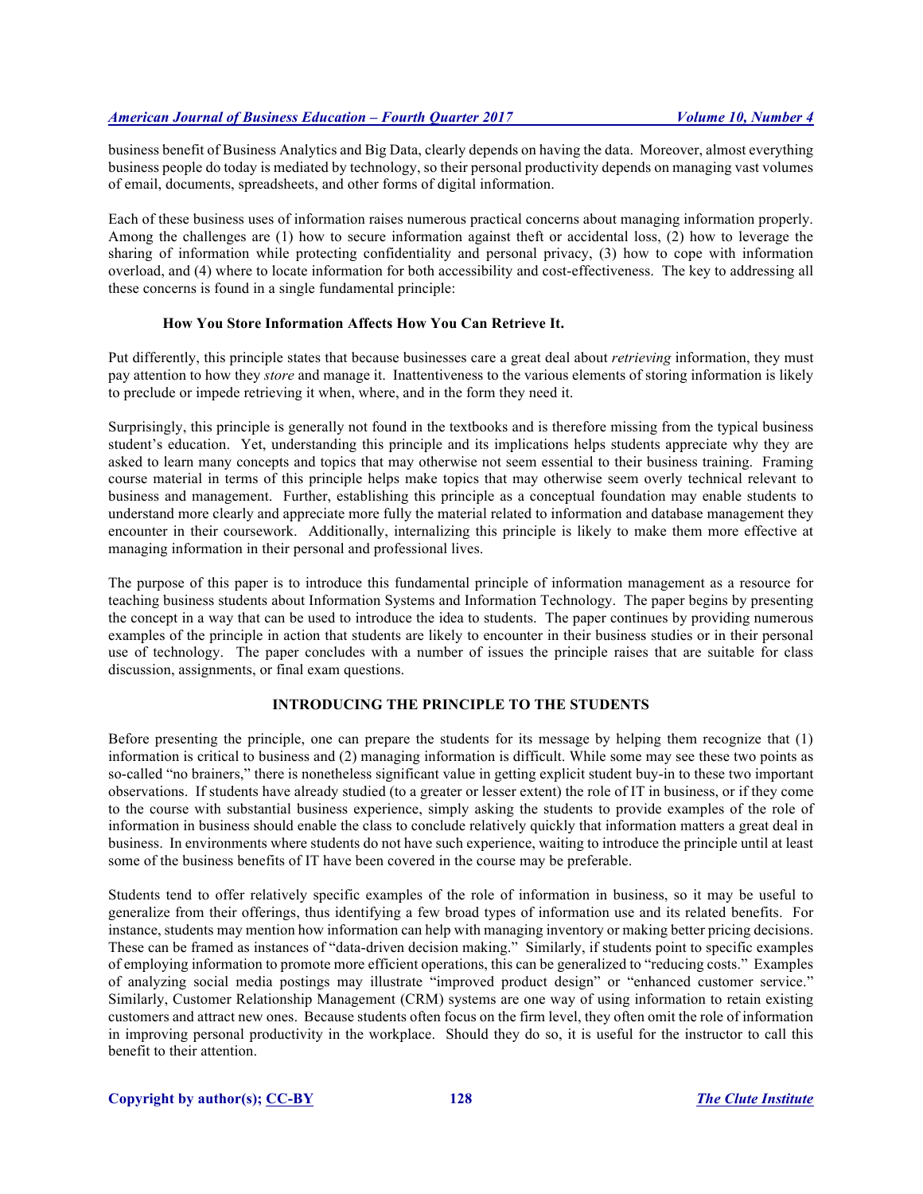business benefit of Business Analytics and Big Data, clearly depends on having the data. Moreover, almost everything business people do today is mediated by technology, so their personal productivity depends on managing vast volumes of email, documents, spreadsheets, and other forms of digital information.

Each of these business uses of information raises numerous practical concerns about managing information properly. Among the challenges are (1) how to secure information against theft or accidental loss, (2) how to leverage the sharing of information while protecting confidentiality and personal privacy, (3) how to cope with information overload, and (4) where to locate information for both accessibility and cost-effectiveness. The key to addressing all these concerns is found in a single fundamental principle:

**How You Store Information Affects How You Can Retrieve It.**

Put differently, this principle states that because businesses care a great deal about *retrieving* information, they must pay attention to how they *store* and manage it. Inattentiveness to the various elements of storing information is likely to preclude or impede retrieving it when, where, and in the form they need it.

Surprisingly, this principle is generally not found in the textbooks and is therefore missing from the typical business student's education. Yet, understanding this principle and its implications helps students appreciate why they are asked to learn many concepts and topics that may otherwise not seem essential to their business training. Framing course material in terms of this principle helps make topics that may otherwise seem overly technical relevant to business and management. Further, establishing this principle as a conceptual foundation may enable students to understand more clearly and appreciate more fully the material related to information and database management they encounter in their coursework. Additionally, internalizing this principle is likely to make them more effective at managing information in their personal and professional lives.

The purpose of this paper is to introduce this fundamental principle of information management as a resource for teaching business students about Information Systems and Information Technology. The paper begins by presenting the concept in a way that can be used to introduce the idea to students. The paper continues by providing numerous examples of the principle in action that students are likely to encounter in their business studies or in their personal use of technology. The paper concludes with a number of issues the principle raises that are suitable for class discussion, assignments, or final exam questions.

## INTRODUCING THE PRINCIPLE TO THE STUDENTS

Before presenting the principle, one can prepare the students for its message by helping them recognize that (1) information is critical to business and (2) managing information is difficult. While some may see these two points as so-called "no brainers," there is nonetheless significant value in getting explicit student buy-in to these two important observations. If students have already studied (to a greater or lesser extent) the role of IT in business, or if they come to the course with substantial business experience, simply asking the students to provide examples of the role of information in business should enable the class to conclude relatively quickly that information matters a great deal in business. In environments where students do not have such experience, waiting to introduce the principle until at least some of the business benefits of IT have been covered in the course may be preferable.

Students tend to offer relatively specific examples of the role of information in business, so it may be useful to generalize from their offerings, thus identifying a few broad types of information use and its related benefits. For instance, students may mention how information can help with managing inventory or making better pricing decisions. These can be framed as instances of "data-driven decision making." Similarly, if students point to specific examples of employing information to promote more efficient operations, this can be generalized to "reducing costs." Examples of analyzing social media postings may illustrate "improved product design" or "enhanced customer service." Similarly, Customer Relationship Management (CRM) systems are one way of using information to retain existing customers and attract new ones. Because students often focus on the firm level, they often omit the role of information in improving personal productivity in the workplace. Should they do so, it is useful for the instructor to call this benefit to their attention.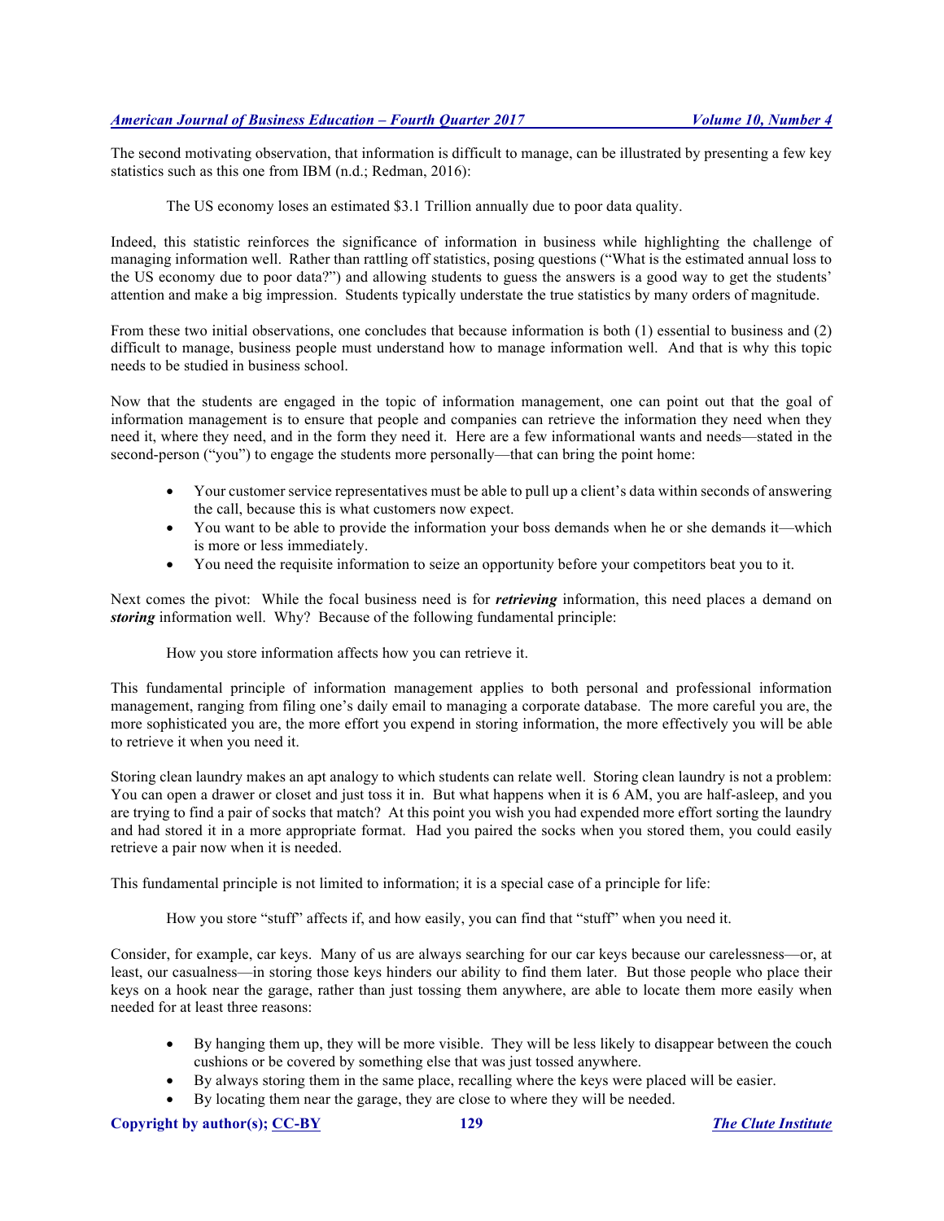The second motivating observation, that information is difficult to manage, can be illustrated by presenting a few key statistics such as this one from IBM (n.d.; Redman, 2016):

> The US economy loses an estimated $3.1 Trillion annually due to poor data quality.

Indeed, this statistic reinforces the significance of information in business while highlighting the challenge of managing information well. Rather than rattling off statistics, posing questions ("What is the estimated annual loss to the US economy due to poor data?") and allowing students to guess the answers is a good way to get the students' attention and make a big impression. Students typically understate the true statistics by many orders of magnitude.

From these two initial observations, one concludes that because information is both (1) essential to business and (2) difficult to manage, business people must understand how to manage information well. And that is why this topic needs to be studied in business school.

Now that the students are engaged in the topic of information management, one can point out that the goal of information management is to ensure that people and companies can retrieve the information they need when they need it, where they need, and in the form they need it. Here are a few informational wants and needs—stated in the second-person ("you") to engage the students more personally—that can bring the point home:

- Your customer service representatives must be able to pull up a client's data within seconds of answering the call, because this is what customers now expect.
- You want to be able to provide the information your boss demands when he or she demands it—which is more or less immediately.
- You need the requisite information to seize an opportunity before your competitors beat you to it.

Next comes the pivot: While the focal business need is for ***retrieving*** information, this need places a demand on ***storing*** information well. Why? Because of the following fundamental principle:

> How you store information affects how you can retrieve it.

This fundamental principle of information management applies to both personal and professional information management, ranging from filing one's daily email to managing a corporate database. The more careful you are, the more sophisticated you are, the more effort you expend in storing information, the more effectively you will be able to retrieve it when you need it.

Storing clean laundry makes an apt analogy to which students can relate well. Storing clean laundry is not a problem: You can open a drawer or closet and just toss it in. But what happens when it is 6 AM, you are half-asleep, and you are trying to find a pair of socks that match? At this point you wish you had expended more effort sorting the laundry and had stored it in a more appropriate format. Had you paired the socks when you stored them, you could easily retrieve a pair now when it is needed.

This fundamental principle is not limited to information; it is a special case of a principle for life:

> How you store "stuff" affects if, and how easily, you can find that "stuff" when you need it.

Consider, for example, car keys. Many of us are always searching for our car keys because our carelessness—or, at least, our casualness—in storing those keys hinders our ability to find them later. But those people who place their keys on a hook near the garage, rather than just tossing them anywhere, are able to locate them more easily when needed for at least three reasons:

- By hanging them up, they will be more visible. They will be less likely to disappear between the couch cushions or be covered by something else that was just tossed anywhere.
- By always storing them in the same place, recalling where the keys were placed will be easier.
- By locating them near the garage, they are close to where they will be needed.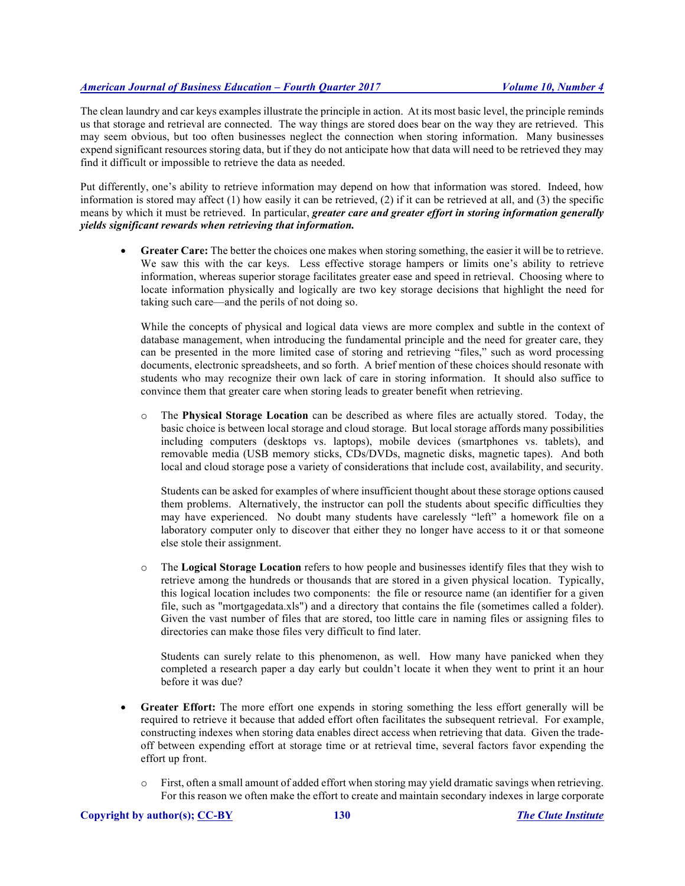The clean laundry and car keys examples illustrate the principle in action. At its most basic level, the principle reminds us that storage and retrieval are connected. The way things are stored does bear on the way they are retrieved. This may seem obvious, but too often businesses neglect the connection when storing information. Many businesses expend significant resources storing data, but if they do not anticipate how that data will need to be retrieved they may find it difficult or impossible to retrieve the data as needed.

Put differently, one's ability to retrieve information may depend on how that information was stored. Indeed, how information is stored may affect (1) how easily it can be retrieved, (2) if it can be retrieved at all, and (3) the specific means by which it must be retrieved. In particular, ***greater care and greater effort in storing information generally yields significant rewards when retrieving that information.***

- **Greater Care:** The better the choices one makes when storing something, the easier it will be to retrieve. We saw this with the car keys. Less effective storage hampers or limits one's ability to retrieve information, whereas superior storage facilitates greater ease and speed in retrieval. Choosing where to locate information physically and logically are two key storage decisions that highlight the need for taking such care—and the perils of not doing so.

  While the concepts of physical and logical data views are more complex and subtle in the context of database management, when introducing the fundamental principle and the need for greater care, they can be presented in the more limited case of storing and retrieving "files," such as word processing documents, electronic spreadsheets, and so forth. A brief mention of these choices should resonate with students who may recognize their own lack of care in storing information. It should also suffice to convince them that greater care when storing leads to greater benefit when retrieving.

  - The **Physical Storage Location** can be described as where files are actually stored. Today, the basic choice is between local storage and cloud storage. But local storage affords many possibilities including computers (desktops vs. laptops), mobile devices (smartphones vs. tablets), and removable media (USB memory sticks, CDs/DVDs, magnetic disks, magnetic tapes). And both local and cloud storage pose a variety of considerations that include cost, availability, and security.

    Students can be asked for examples of where insufficient thought about these storage options caused them problems. Alternatively, the instructor can poll the students about specific difficulties they may have experienced. No doubt many students have carelessly "left" a homework file on a laboratory computer only to discover that either they no longer have access to it or that someone else stole their assignment.

  - The **Logical Storage Location** refers to how people and businesses identify files that they wish to retrieve among the hundreds or thousands that are stored in a given physical location. Typically, this logical location includes two components: the file or resource name (an identifier for a given file, such as "mortgagedata.xls") and a directory that contains the file (sometimes called a folder). Given the vast number of files that are stored, too little care in naming files or assigning files to directories can make those files very difficult to find later.

    Students can surely relate to this phenomenon, as well. How many have panicked when they completed a research paper a day early but couldn't locate it when they went to print it an hour before it was due?

- **Greater Effort:** The more effort one expends in storing something the less effort generally will be required to retrieve it because that added effort often facilitates the subsequent retrieval. For example, constructing indexes when storing data enables direct access when retrieving that data. Given the trade-off between expending effort at storage time or at retrieval time, several factors favor expending the effort up front.

  - First, often a small amount of added effort when storing may yield dramatic savings when retrieving. For this reason we often make the effort to create and maintain secondary indexes in large corporate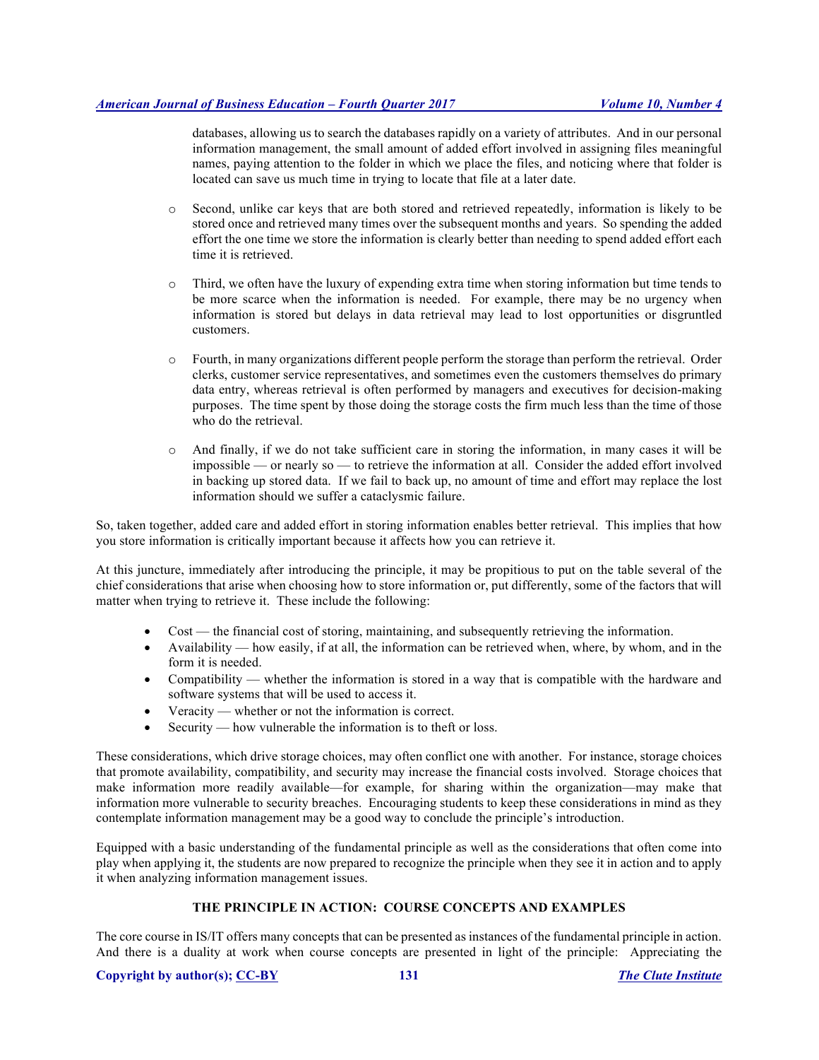databases, allowing us to search the databases rapidly on a variety of attributes. And in our personal information management, the small amount of added effort involved in assigning files meaningful names, paying attention to the folder in which we place the files, and noticing where that folder is located can save us much time in trying to locate that file at a later date.

- Second, unlike car keys that are both stored and retrieved repeatedly, information is likely to be stored once and retrieved many times over the subsequent months and years. So spending the added effort the one time we store the information is clearly better than needing to spend added effort each time it is retrieved.

- Third, we often have the luxury of expending extra time when storing information but time tends to be more scarce when the information is needed. For example, there may be no urgency when information is stored but delays in data retrieval may lead to lost opportunities or disgruntled customers.

- Fourth, in many organizations different people perform the storage than perform the retrieval. Order clerks, customer service representatives, and sometimes even the customers themselves do primary data entry, whereas retrieval is often performed by managers and executives for decision-making purposes. The time spent by those doing the storage costs the firm much less than the time of those who do the retrieval.

- And finally, if we do not take sufficient care in storing the information, in many cases it will be impossible — or nearly so — to retrieve the information at all. Consider the added effort involved in backing up stored data. If we fail to back up, no amount of time and effort may replace the lost information should we suffer a cataclysmic failure.

So, taken together, added care and added effort in storing information enables better retrieval. This implies that how you store information is critically important because it affects how you can retrieve it.

At this juncture, immediately after introducing the principle, it may be propitious to put on the table several of the chief considerations that arise when choosing how to store information or, put differently, some of the factors that will matter when trying to retrieve it. These include the following:

- Cost — the financial cost of storing, maintaining, and subsequently retrieving the information.
- Availability — how easily, if at all, the information can be retrieved when, where, by whom, and in the form it is needed.
- Compatibility — whether the information is stored in a way that is compatible with the hardware and software systems that will be used to access it.
- Veracity — whether or not the information is correct.
- Security — how vulnerable the information is to theft or loss.

These considerations, which drive storage choices, may often conflict one with another. For instance, storage choices that promote availability, compatibility, and security may increase the financial costs involved. Storage choices that make information more readily available—for example, for sharing within the organization—may make that information more vulnerable to security breaches. Encouraging students to keep these considerations in mind as they contemplate information management may be a good way to conclude the principle's introduction.

Equipped with a basic understanding of the fundamental principle as well as the considerations that often come into play when applying it, the students are now prepared to recognize the principle when they see it in action and to apply it when analyzing information management issues.

## THE PRINCIPLE IN ACTION: COURSE CONCEPTS AND EXAMPLES

The core course in IS/IT offers many concepts that can be presented as instances of the fundamental principle in action. And there is a duality at work when course concepts are presented in light of the principle: Appreciating the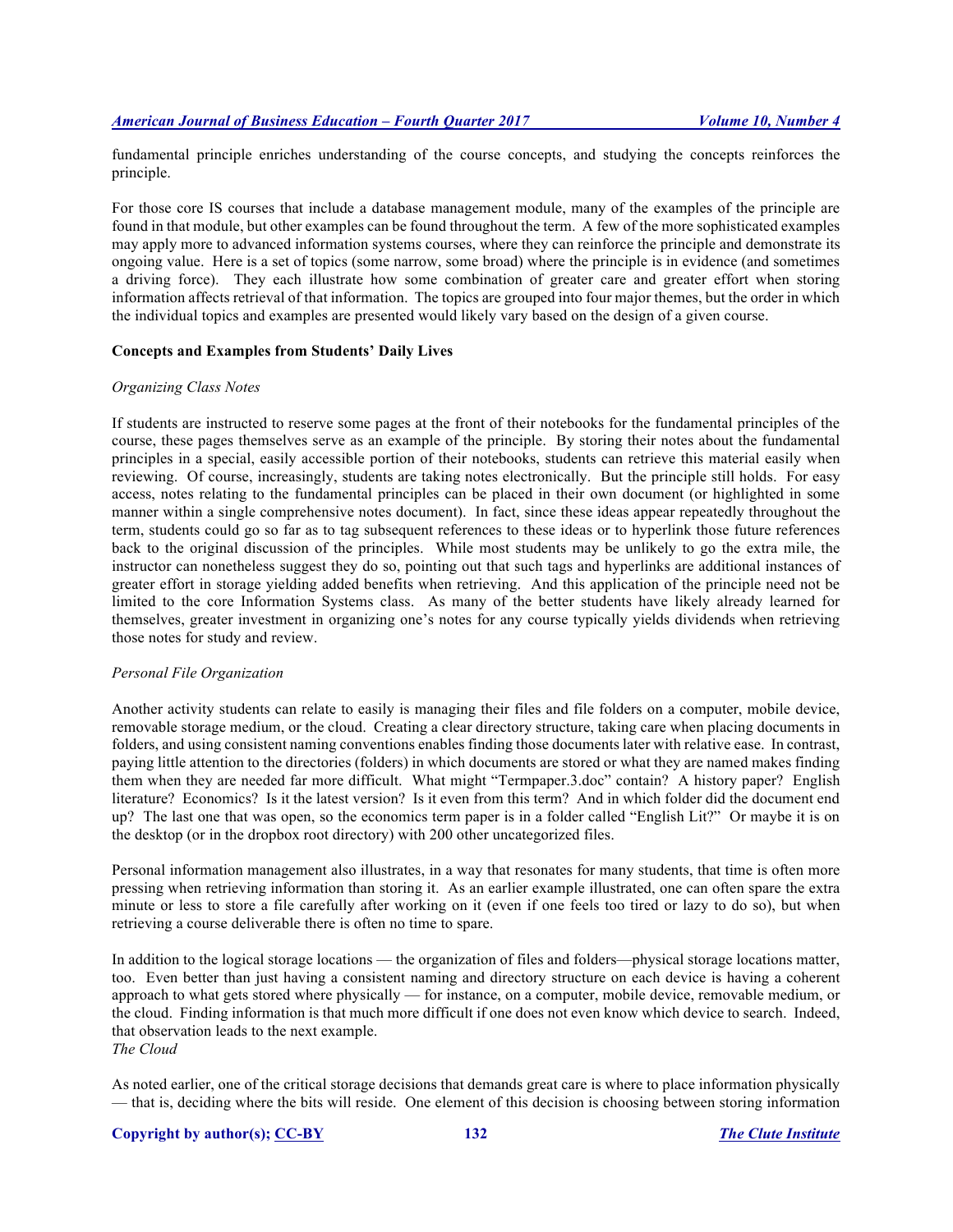fundamental principle enriches understanding of the course concepts, and studying the concepts reinforces the principle.

For those core IS courses that include a database management module, many of the examples of the principle are found in that module, but other examples can be found throughout the term. A few of the more sophisticated examples may apply more to advanced information systems courses, where they can reinforce the principle and demonstrate its ongoing value. Here is a set of topics (some narrow, some broad) where the principle is in evidence (and sometimes a driving force). They each illustrate how some combination of greater care and greater effort when storing information affects retrieval of that information. The topics are grouped into four major themes, but the order in which the individual topics and examples are presented would likely vary based on the design of a given course.

**Concepts and Examples from Students' Daily Lives**

*Organizing Class Notes*

If students are instructed to reserve some pages at the front of their notebooks for the fundamental principles of the course, these pages themselves serve as an example of the principle. By storing their notes about the fundamental principles in a special, easily accessible portion of their notebooks, students can retrieve this material easily when reviewing. Of course, increasingly, students are taking notes electronically. But the principle still holds. For easy access, notes relating to the fundamental principles can be placed in their own document (or highlighted in some manner within a single comprehensive notes document). In fact, since these ideas appear repeatedly throughout the term, students could go so far as to tag subsequent references to these ideas or to hyperlink those future references back to the original discussion of the principles. While most students may be unlikely to go the extra mile, the instructor can nonetheless suggest they do so, pointing out that such tags and hyperlinks are additional instances of greater effort in storage yielding added benefits when retrieving. And this application of the principle need not be limited to the core Information Systems class. As many of the better students have likely already learned for themselves, greater investment in organizing one's notes for any course typically yields dividends when retrieving those notes for study and review.

*Personal File Organization*

Another activity students can relate to easily is managing their files and file folders on a computer, mobile device, removable storage medium, or the cloud. Creating a clear directory structure, taking care when placing documents in folders, and using consistent naming conventions enables finding those documents later with relative ease. In contrast, paying little attention to the directories (folders) in which documents are stored or what they are named makes finding them when they are needed far more difficult. What might "Termpaper.3.doc" contain? A history paper? English literature? Economics? Is it the latest version? Is it even from this term? And in which folder did the document end up? The last one that was open, so the economics term paper is in a folder called "English Lit?" Or maybe it is on the desktop (or in the dropbox root directory) with 200 other uncategorized files.

Personal information management also illustrates, in a way that resonates for many students, that time is often more pressing when retrieving information than storing it. As an earlier example illustrated, one can often spare the extra minute or less to store a file carefully after working on it (even if one feels too tired or lazy to do so), but when retrieving a course deliverable there is often no time to spare.

In addition to the logical storage locations — the organization of files and folders—physical storage locations matter, too. Even better than just having a consistent naming and directory structure on each device is having a coherent approach to what gets stored where physically — for instance, on a computer, mobile device, removable medium, or the cloud. Finding information is that much more difficult if one does not even know which device to search. Indeed, that observation leads to the next example.

*The Cloud*

As noted earlier, one of the critical storage decisions that demands great care is where to place information physically — that is, deciding where the bits will reside. One element of this decision is choosing between storing information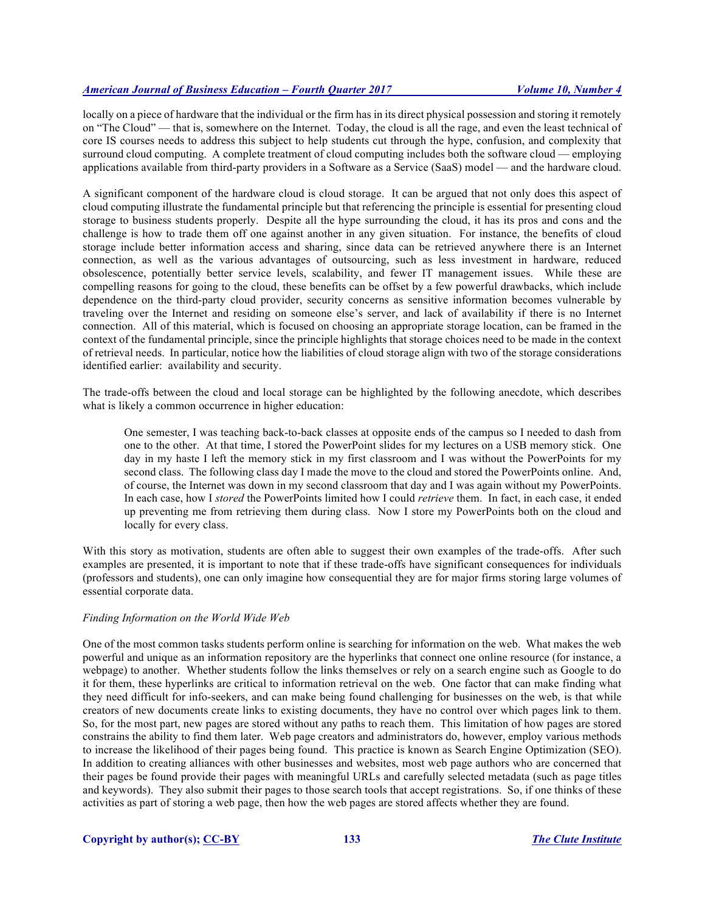locally on a piece of hardware that the individual or the firm has in its direct physical possession and storing it remotely on "The Cloud" — that is, somewhere on the Internet. Today, the cloud is all the rage, and even the least technical of core IS courses needs to address this subject to help students cut through the hype, confusion, and complexity that surround cloud computing. A complete treatment of cloud computing includes both the software cloud — employing applications available from third-party providers in a Software as a Service (SaaS) model — and the hardware cloud.

A significant component of the hardware cloud is cloud storage. It can be argued that not only does this aspect of cloud computing illustrate the fundamental principle but that referencing the principle is essential for presenting cloud storage to business students properly. Despite all the hype surrounding the cloud, it has its pros and cons and the challenge is how to trade them off one against another in any given situation. For instance, the benefits of cloud storage include better information access and sharing, since data can be retrieved anywhere there is an Internet connection, as well as the various advantages of outsourcing, such as less investment in hardware, reduced obsolescence, potentially better service levels, scalability, and fewer IT management issues. While these are compelling reasons for going to the cloud, these benefits can be offset by a few powerful drawbacks, which include dependence on the third-party cloud provider, security concerns as sensitive information becomes vulnerable by traveling over the Internet and residing on someone else's server, and lack of availability if there is no Internet connection. All of this material, which is focused on choosing an appropriate storage location, can be framed in the context of the fundamental principle, since the principle highlights that storage choices need to be made in the context of retrieval needs. In particular, notice how the liabilities of cloud storage align with two of the storage considerations identified earlier: availability and security.

The trade-offs between the cloud and local storage can be highlighted by the following anecdote, which describes what is likely a common occurrence in higher education:

> One semester, I was teaching back-to-back classes at opposite ends of the campus so I needed to dash from one to the other. At that time, I stored the PowerPoint slides for my lectures on a USB memory stick. One day in my haste I left the memory stick in my first classroom and I was without the PowerPoints for my second class. The following class day I made the move to the cloud and stored the PowerPoints online. And, of course, the Internet was down in my second classroom that day and I was again without my PowerPoints. In each case, how I *stored* the PowerPoints limited how I could *retrieve* them. In fact, in each case, it ended up preventing me from retrieving them during class. Now I store my PowerPoints both on the cloud and locally for every class.

With this story as motivation, students are often able to suggest their own examples of the trade-offs. After such examples are presented, it is important to note that if these trade-offs have significant consequences for individuals (professors and students), one can only imagine how consequential they are for major firms storing large volumes of essential corporate data.

*Finding Information on the World Wide Web*

One of the most common tasks students perform online is searching for information on the web. What makes the web powerful and unique as an information repository are the hyperlinks that connect one online resource (for instance, a webpage) to another. Whether students follow the links themselves or rely on a search engine such as Google to do it for them, these hyperlinks are critical to information retrieval on the web. One factor that can make finding what they need difficult for info-seekers, and can make being found challenging for businesses on the web, is that while creators of new documents create links to existing documents, they have no control over which pages link to them. So, for the most part, new pages are stored without any paths to reach them. This limitation of how pages are stored constrains the ability to find them later. Web page creators and administrators do, however, employ various methods to increase the likelihood of their pages being found. This practice is known as Search Engine Optimization (SEO). In addition to creating alliances with other businesses and websites, most web page authors who are concerned that their pages be found provide their pages with meaningful URLs and carefully selected metadata (such as page titles and keywords). They also submit their pages to those search tools that accept registrations. So, if one thinks of these activities as part of storing a web page, then how the web pages are stored affects whether they are found.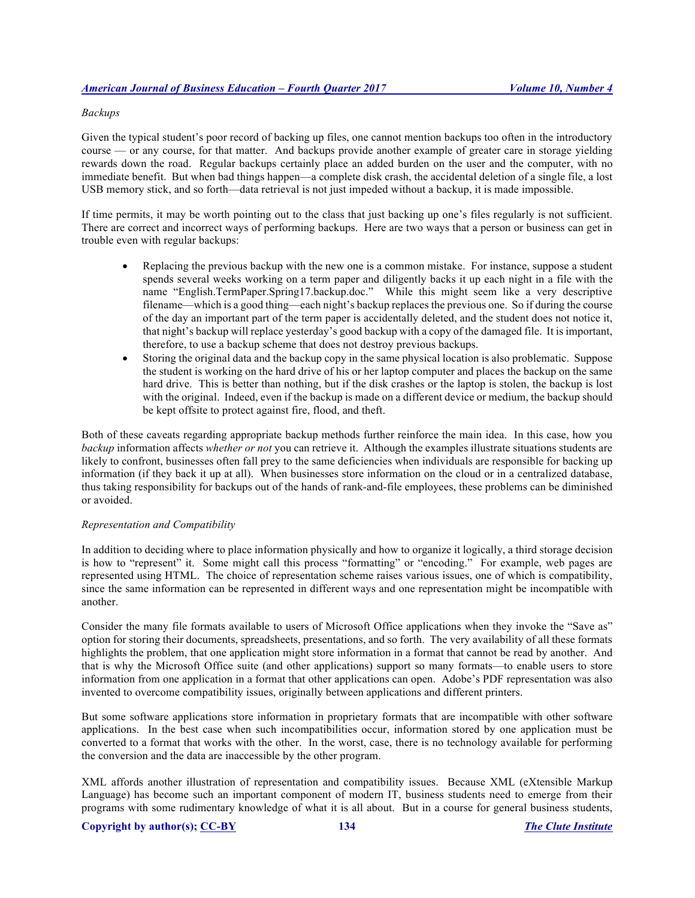*Backups*

Given the typical student's poor record of backing up files, one cannot mention backups too often in the introductory course — or any course, for that matter. And backups provide another example of greater care in storage yielding rewards down the road. Regular backups certainly place an added burden on the user and the computer, with no immediate benefit. But when bad things happen—a complete disk crash, the accidental deletion of a single file, a lost USB memory stick, and so forth—data retrieval is not just impeded without a backup, it is made impossible.

If time permits, it may be worth pointing out to the class that just backing up one's files regularly is not sufficient. There are correct and incorrect ways of performing backups. Here are two ways that a person or business can get in trouble even with regular backups:

- Replacing the previous backup with the new one is a common mistake. For instance, suppose a student spends several weeks working on a term paper and diligently backs it up each night in a file with the name "English.TermPaper.Spring17.backup.doc." While this might seem like a very descriptive filename—which is a good thing—each night's backup replaces the previous one. So if during the course of the day an important part of the term paper is accidentally deleted, and the student does not notice it, that night's backup will replace yesterday's good backup with a copy of the damaged file. It is important, therefore, to use a backup scheme that does not destroy previous backups.
- Storing the original data and the backup copy in the same physical location is also problematic. Suppose the student is working on the hard drive of his or her laptop computer and places the backup on the same hard drive. This is better than nothing, but if the disk crashes or the laptop is stolen, the backup is lost with the original. Indeed, even if the backup is made on a different device or medium, the backup should be kept offsite to protect against fire, flood, and theft.

Both of these caveats regarding appropriate backup methods further reinforce the main idea. In this case, how you *backup* information affects *whether or not* you can retrieve it. Although the examples illustrate situations students are likely to confront, businesses often fall prey to the same deficiencies when individuals are responsible for backing up information (if they back it up at all). When businesses store information on the cloud or in a centralized database, thus taking responsibility for backups out of the hands of rank-and-file employees, these problems can be diminished or avoided.

*Representation and Compatibility*

In addition to deciding where to place information physically and how to organize it logically, a third storage decision is how to "represent" it. Some might call this process "formatting" or "encoding." For example, web pages are represented using HTML. The choice of representation scheme raises various issues, one of which is compatibility, since the same information can be represented in different ways and one representation might be incompatible with another.

Consider the many file formats available to users of Microsoft Office applications when they invoke the "Save as" option for storing their documents, spreadsheets, presentations, and so forth. The very availability of all these formats highlights the problem, that one application might store information in a format that cannot be read by another. And that is why the Microsoft Office suite (and other applications) support so many formats—to enable users to store information from one application in a format that other applications can open. Adobe's PDF representation was also invented to overcome compatibility issues, originally between applications and different printers.

But some software applications store information in proprietary formats that are incompatible with other software applications. In the best case when such incompatibilities occur, information stored by one application must be converted to a format that works with the other. In the worst, case, there is no technology available for performing the conversion and the data are inaccessible by the other program.

XML affords another illustration of representation and compatibility issues. Because XML (eXtensible Markup Language) has become such an important component of modern IT, business students need to emerge from their programs with some rudimentary knowledge of what it is all about. But in a course for general business students,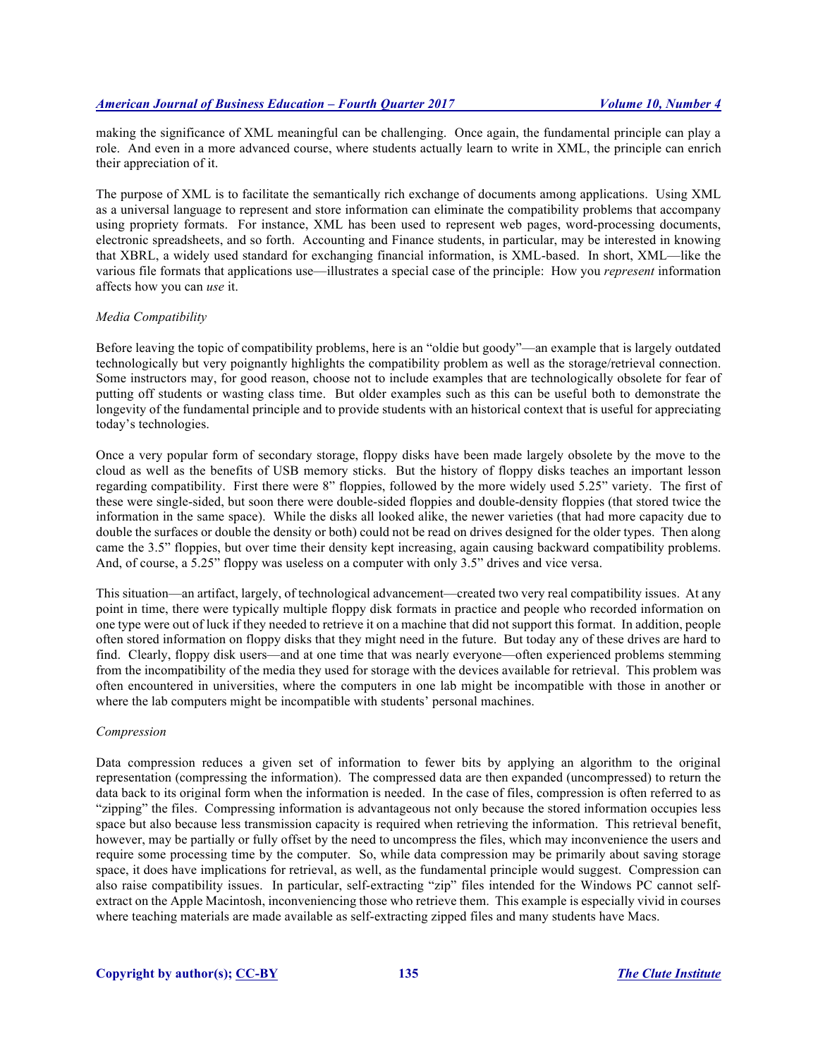making the significance of XML meaningful can be challenging. Once again, the fundamental principle can play a role. And even in a more advanced course, where students actually learn to write in XML, the principle can enrich their appreciation of it.

The purpose of XML is to facilitate the semantically rich exchange of documents among applications. Using XML as a universal language to represent and store information can eliminate the compatibility problems that accompany using propriety formats. For instance, XML has been used to represent web pages, word-processing documents, electronic spreadsheets, and so forth. Accounting and Finance students, in particular, may be interested in knowing that XBRL, a widely used standard for exchanging financial information, is XML-based. In short, XML—like the various file formats that applications use—illustrates a special case of the principle: How you *represent* information affects how you can *use* it.

*Media Compatibility*

Before leaving the topic of compatibility problems, here is an "oldie but goody"—an example that is largely outdated technologically but very poignantly highlights the compatibility problem as well as the storage/retrieval connection. Some instructors may, for good reason, choose not to include examples that are technologically obsolete for fear of putting off students or wasting class time. But older examples such as this can be useful both to demonstrate the longevity of the fundamental principle and to provide students with an historical context that is useful for appreciating today's technologies.

Once a very popular form of secondary storage, floppy disks have been made largely obsolete by the move to the cloud as well as the benefits of USB memory sticks. But the history of floppy disks teaches an important lesson regarding compatibility. First there were 8" floppies, followed by the more widely used 5.25" variety. The first of these were single-sided, but soon there were double-sided floppies and double-density floppies (that stored twice the information in the same space). While the disks all looked alike, the newer varieties (that had more capacity due to double the surfaces or double the density or both) could not be read on drives designed for the older types. Then along came the 3.5" floppies, but over time their density kept increasing, again causing backward compatibility problems. And, of course, a 5.25" floppy was useless on a computer with only 3.5" drives and vice versa.

This situation—an artifact, largely, of technological advancement—created two very real compatibility issues. At any point in time, there were typically multiple floppy disk formats in practice and people who recorded information on one type were out of luck if they needed to retrieve it on a machine that did not support this format. In addition, people often stored information on floppy disks that they might need in the future. But today any of these drives are hard to find. Clearly, floppy disk users—and at one time that was nearly everyone—often experienced problems stemming from the incompatibility of the media they used for storage with the devices available for retrieval. This problem was often encountered in universities, where the computers in one lab might be incompatible with those in another or where the lab computers might be incompatible with students' personal machines.

*Compression*

Data compression reduces a given set of information to fewer bits by applying an algorithm to the original representation (compressing the information). The compressed data are then expanded (uncompressed) to return the data back to its original form when the information is needed. In the case of files, compression is often referred to as "zipping" the files. Compressing information is advantageous not only because the stored information occupies less space but also because less transmission capacity is required when retrieving the information. This retrieval benefit, however, may be partially or fully offset by the need to uncompress the files, which may inconvenience the users and require some processing time by the computer. So, while data compression may be primarily about saving storage space, it does have implications for retrieval, as well, as the fundamental principle would suggest. Compression can also raise compatibility issues. In particular, self-extracting "zip" files intended for the Windows PC cannot self-extract on the Apple Macintosh, inconveniencing those who retrieve them. This example is especially vivid in courses where teaching materials are made available as self-extracting zipped files and many students have Macs.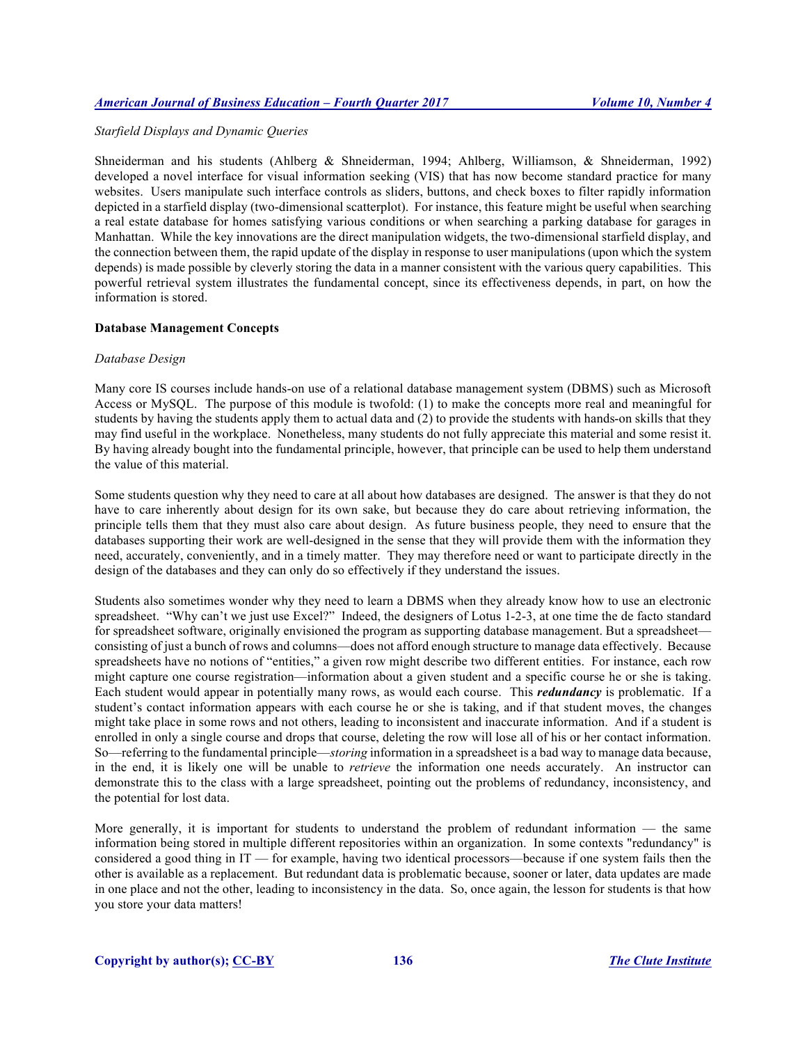*Starfield Displays and Dynamic Queries*

Shneiderman and his students (Ahlberg & Shneiderman, 1994; Ahlberg, Williamson, & Shneiderman, 1992) developed a novel interface for visual information seeking (VIS) that has now become standard practice for many websites. Users manipulate such interface controls as sliders, buttons, and check boxes to filter rapidly information depicted in a starfield display (two-dimensional scatterplot). For instance, this feature might be useful when searching a real estate database for homes satisfying various conditions or when searching a parking database for garages in Manhattan. While the key innovations are the direct manipulation widgets, the two-dimensional starfield display, and the connection between them, the rapid update of the display in response to user manipulations (upon which the system depends) is made possible by cleverly storing the data in a manner consistent with the various query capabilities. This powerful retrieval system illustrates the fundamental concept, since its effectiveness depends, in part, on how the information is stored.

**Database Management Concepts**

*Database Design*

Many core IS courses include hands-on use of a relational database management system (DBMS) such as Microsoft Access or MySQL. The purpose of this module is twofold: (1) to make the concepts more real and meaningful for students by having the students apply them to actual data and (2) to provide the students with hands-on skills that they may find useful in the workplace. Nonetheless, many students do not fully appreciate this material and some resist it. By having already bought into the fundamental principle, however, that principle can be used to help them understand the value of this material.

Some students question why they need to care at all about how databases are designed. The answer is that they do not have to care inherently about design for its own sake, but because they do care about retrieving information, the principle tells them that they must also care about design. As future business people, they need to ensure that the databases supporting their work are well-designed in the sense that they will provide them with the information they need, accurately, conveniently, and in a timely matter. They may therefore need or want to participate directly in the design of the databases and they can only do so effectively if they understand the issues.

Students also sometimes wonder why they need to learn a DBMS when they already know how to use an electronic spreadsheet. "Why can't we just use Excel?" Indeed, the designers of Lotus 1-2-3, at one time the de facto standard for spreadsheet software, originally envisioned the program as supporting database management. But a spreadsheet—consisting of just a bunch of rows and columns—does not afford enough structure to manage data effectively. Because spreadsheets have no notions of "entities," a given row might describe two different entities. For instance, each row might capture one course registration—information about a given student and a specific course he or she is taking. Each student would appear in potentially many rows, as would each course. This ***redundancy*** is problematic. If a student's contact information appears with each course he or she is taking, and if that student moves, the changes might take place in some rows and not others, leading to inconsistent and inaccurate information. And if a student is enrolled in only a single course and drops that course, deleting the row will lose all of his or her contact information. So—referring to the fundamental principle—*storing* information in a spreadsheet is a bad way to manage data because, in the end, it is likely one will be unable to *retrieve* the information one needs accurately. An instructor can demonstrate this to the class with a large spreadsheet, pointing out the problems of redundancy, inconsistency, and the potential for lost data.

More generally, it is important for students to understand the problem of redundant information — the same information being stored in multiple different repositories within an organization. In some contexts "redundancy" is considered a good thing in IT — for example, having two identical processors—because if one system fails then the other is available as a replacement. But redundant data is problematic because, sooner or later, data updates are made in one place and not the other, leading to inconsistency in the data. So, once again, the lesson for students is that how you store your data matters!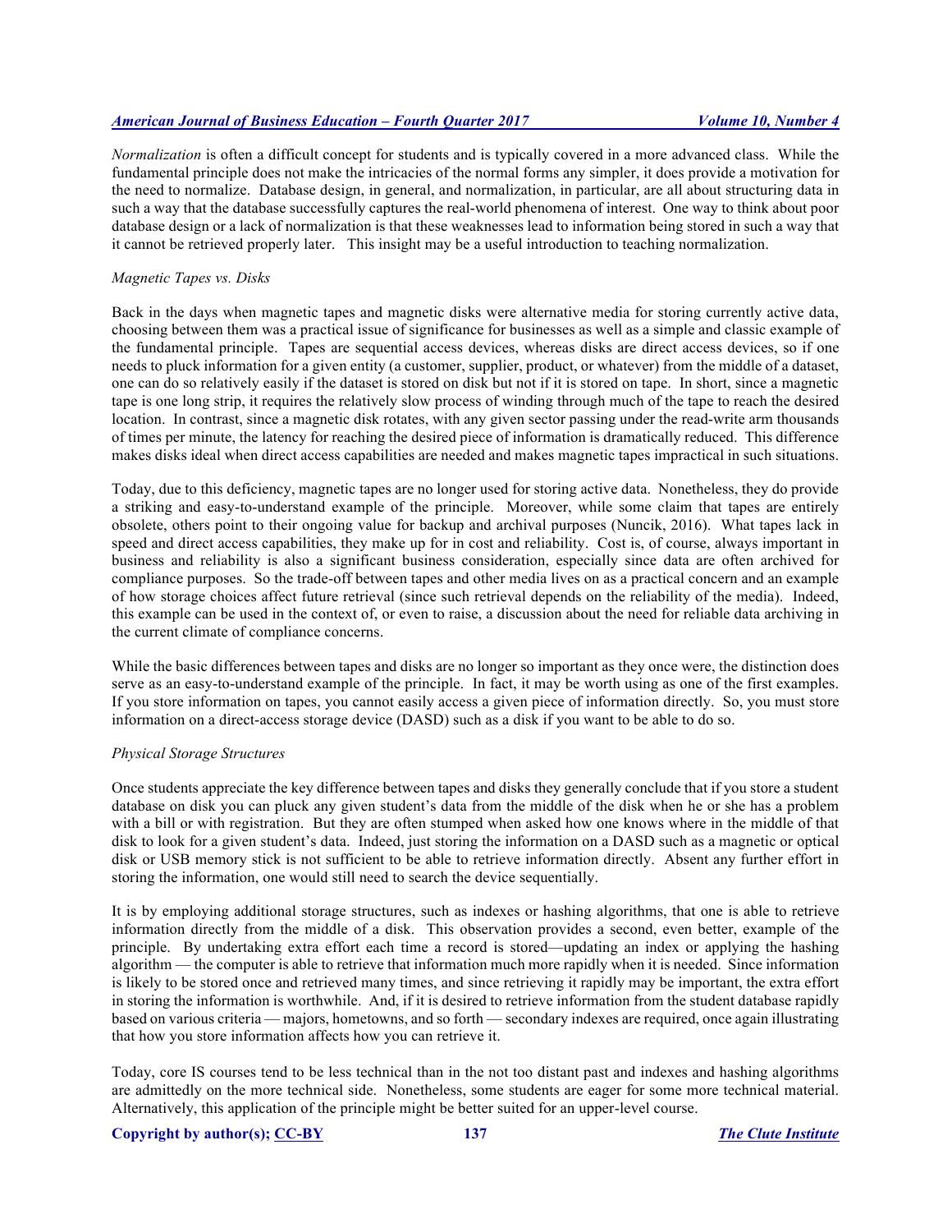*Normalization* is often a difficult concept for students and is typically covered in a more advanced class. While the fundamental principle does not make the intricacies of the normal forms any simpler, it does provide a motivation for the need to normalize. Database design, in general, and normalization, in particular, are all about structuring data in such a way that the database successfully captures the real-world phenomena of interest. One way to think about poor database design or a lack of normalization is that these weaknesses lead to information being stored in such a way that it cannot be retrieved properly later. This insight may be a useful introduction to teaching normalization.

*Magnetic Tapes vs. Disks*

Back in the days when magnetic tapes and magnetic disks were alternative media for storing currently active data, choosing between them was a practical issue of significance for businesses as well as a simple and classic example of the fundamental principle. Tapes are sequential access devices, whereas disks are direct access devices, so if one needs to pluck information for a given entity (a customer, supplier, product, or whatever) from the middle of a dataset, one can do so relatively easily if the dataset is stored on disk but not if it is stored on tape. In short, since a magnetic tape is one long strip, it requires the relatively slow process of winding through much of the tape to reach the desired location. In contrast, since a magnetic disk rotates, with any given sector passing under the read-write arm thousands of times per minute, the latency for reaching the desired piece of information is dramatically reduced. This difference makes disks ideal when direct access capabilities are needed and makes magnetic tapes impractical in such situations.

Today, due to this deficiency, magnetic tapes are no longer used for storing active data. Nonetheless, they do provide a striking and easy-to-understand example of the principle. Moreover, while some claim that tapes are entirely obsolete, others point to their ongoing value for backup and archival purposes (Nuncik, 2016). What tapes lack in speed and direct access capabilities, they make up for in cost and reliability. Cost is, of course, always important in business and reliability is also a significant business consideration, especially since data are often archived for compliance purposes. So the trade-off between tapes and other media lives on as a practical concern and an example of how storage choices affect future retrieval (since such retrieval depends on the reliability of the media). Indeed, this example can be used in the context of, or even to raise, a discussion about the need for reliable data archiving in the current climate of compliance concerns.

While the basic differences between tapes and disks are no longer so important as they once were, the distinction does serve as an easy-to-understand example of the principle. In fact, it may be worth using as one of the first examples. If you store information on tapes, you cannot easily access a given piece of information directly. So, you must store information on a direct-access storage device (DASD) such as a disk if you want to be able to do so.

*Physical Storage Structures*

Once students appreciate the key difference between tapes and disks they generally conclude that if you store a student database on disk you can pluck any given student's data from the middle of the disk when he or she has a problem with a bill or with registration. But they are often stumped when asked how one knows where in the middle of that disk to look for a given student's data. Indeed, just storing the information on a DASD such as a magnetic or optical disk or USB memory stick is not sufficient to be able to retrieve information directly. Absent any further effort in storing the information, one would still need to search the device sequentially.

It is by employing additional storage structures, such as indexes or hashing algorithms, that one is able to retrieve information directly from the middle of a disk. This observation provides a second, even better, example of the principle. By undertaking extra effort each time a record is stored—updating an index or applying the hashing algorithm — the computer is able to retrieve that information much more rapidly when it is needed. Since information is likely to be stored once and retrieved many times, and since retrieving it rapidly may be important, the extra effort in storing the information is worthwhile. And, if it is desired to retrieve information from the student database rapidly based on various criteria — majors, hometowns, and so forth — secondary indexes are required, once again illustrating that how you store information affects how you can retrieve it.

Today, core IS courses tend to be less technical than in the not too distant past and indexes and hashing algorithms are admittedly on the more technical side. Nonetheless, some students are eager for some more technical material. Alternatively, this application of the principle might be better suited for an upper-level course.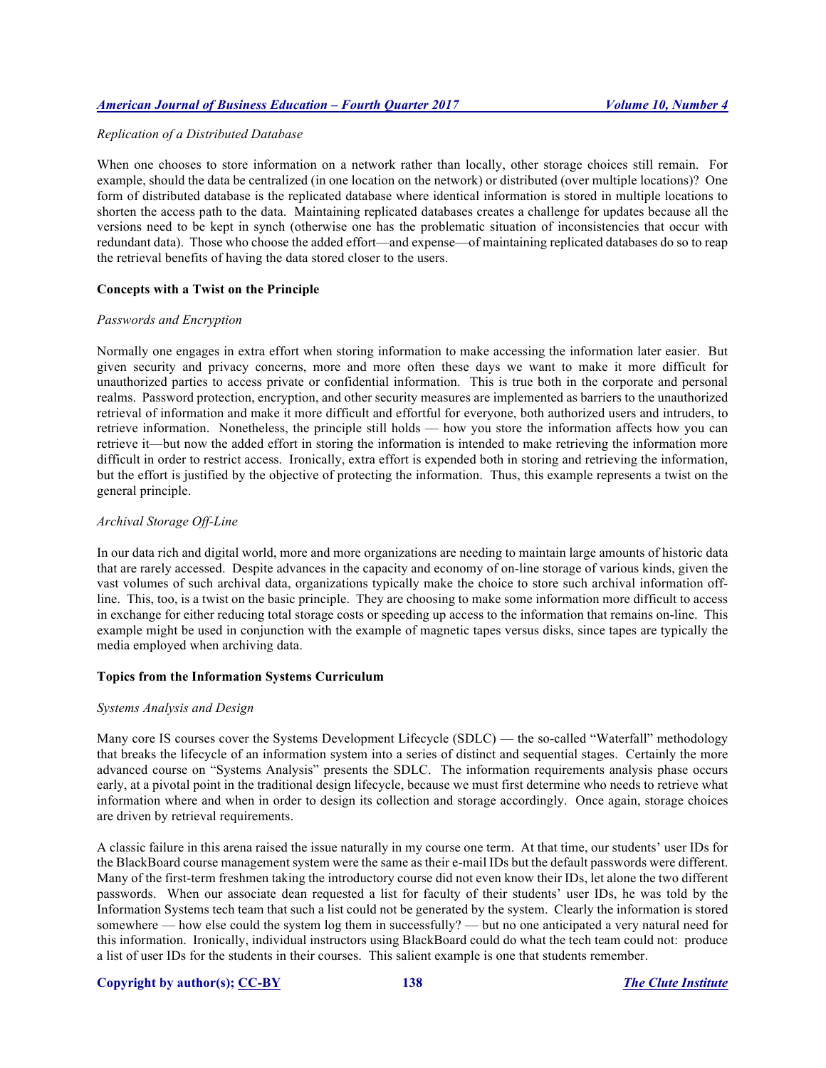*Replication of a Distributed Database*

When one chooses to store information on a network rather than locally, other storage choices still remain. For example, should the data be centralized (in one location on the network) or distributed (over multiple locations)? One form of distributed database is the replicated database where identical information is stored in multiple locations to shorten the access path to the data. Maintaining replicated databases creates a challenge for updates because all the versions need to be kept in synch (otherwise one has the problematic situation of inconsistencies that occur with redundant data). Those who choose the added effort—and expense—of maintaining replicated databases do so to reap the retrieval benefits of having the data stored closer to the users.

**Concepts with a Twist on the Principle**

*Passwords and Encryption*

Normally one engages in extra effort when storing information to make accessing the information later easier. But given security and privacy concerns, more and more often these days we want to make it more difficult for unauthorized parties to access private or confidential information. This is true both in the corporate and personal realms. Password protection, encryption, and other security measures are implemented as barriers to the unauthorized retrieval of information and make it more difficult and effortful for everyone, both authorized users and intruders, to retrieve information. Nonetheless, the principle still holds — how you store the information affects how you can retrieve it—but now the added effort in storing the information is intended to make retrieving the information more difficult in order to restrict access. Ironically, extra effort is expended both in storing and retrieving the information, but the effort is justified by the objective of protecting the information. Thus, this example represents a twist on the general principle.

*Archival Storage Off-Line*

In our data rich and digital world, more and more organizations are needing to maintain large amounts of historic data that are rarely accessed. Despite advances in the capacity and economy of on-line storage of various kinds, given the vast volumes of such archival data, organizations typically make the choice to store such archival information off-line. This, too, is a twist on the basic principle. They are choosing to make some information more difficult to access in exchange for either reducing total storage costs or speeding up access to the information that remains on-line. This example might be used in conjunction with the example of magnetic tapes versus disks, since tapes are typically the media employed when archiving data.

**Topics from the Information Systems Curriculum**

*Systems Analysis and Design*

Many core IS courses cover the Systems Development Lifecycle (SDLC) — the so-called "Waterfall" methodology that breaks the lifecycle of an information system into a series of distinct and sequential stages. Certainly the more advanced course on "Systems Analysis" presents the SDLC. The information requirements analysis phase occurs early, at a pivotal point in the traditional design lifecycle, because we must first determine who needs to retrieve what information where and when in order to design its collection and storage accordingly. Once again, storage choices are driven by retrieval requirements.

A classic failure in this arena raised the issue naturally in my course one term. At that time, our students' user IDs for the BlackBoard course management system were the same as their e-mail IDs but the default passwords were different. Many of the first-term freshmen taking the introductory course did not even know their IDs, let alone the two different passwords. When our associate dean requested a list for faculty of their students' user IDs, he was told by the Information Systems tech team that such a list could not be generated by the system. Clearly the information is stored somewhere — how else could the system log them in successfully? — but no one anticipated a very natural need for this information. Ironically, individual instructors using BlackBoard could do what the tech team could not: produce a list of user IDs for the students in their courses. This salient example is one that students remember.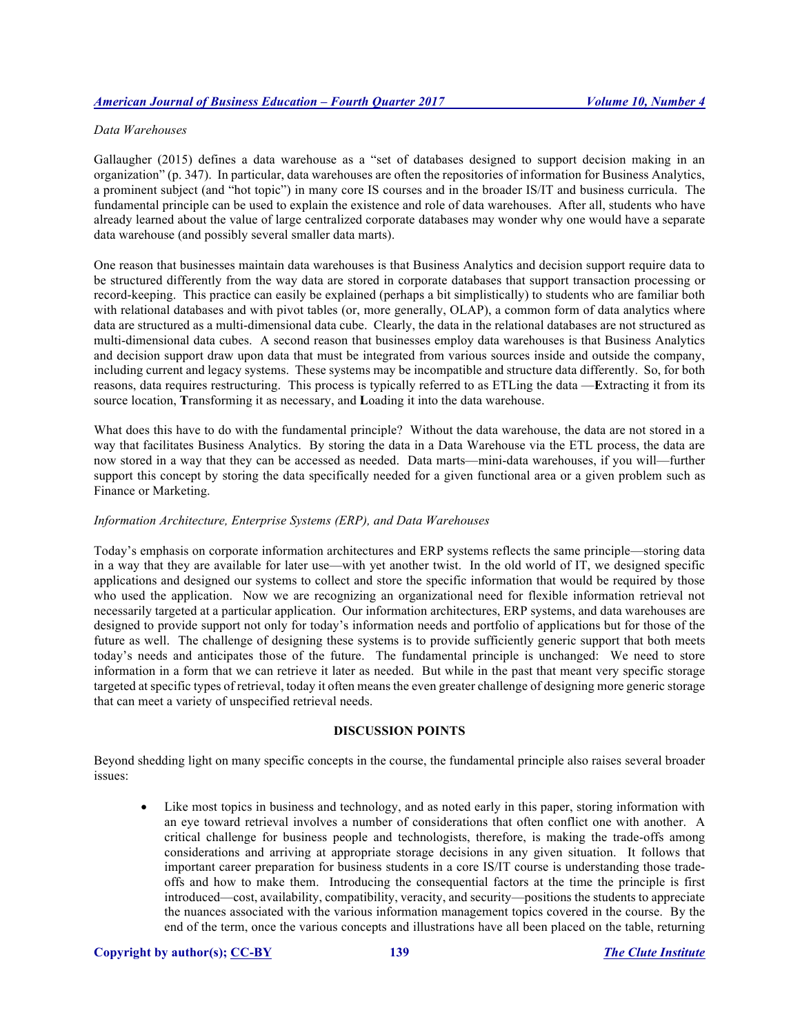*Data Warehouses*

Gallaugher (2015) defines a data warehouse as a "set of databases designed to support decision making in an organization" (p. 347). In particular, data warehouses are often the repositories of information for Business Analytics, a prominent subject (and "hot topic") in many core IS courses and in the broader IS/IT and business curricula. The fundamental principle can be used to explain the existence and role of data warehouses. After all, students who have already learned about the value of large centralized corporate databases may wonder why one would have a separate data warehouse (and possibly several smaller data marts).

One reason that businesses maintain data warehouses is that Business Analytics and decision support require data to be structured differently from the way data are stored in corporate databases that support transaction processing or record-keeping. This practice can easily be explained (perhaps a bit simplistically) to students who are familiar both with relational databases and with pivot tables (or, more generally, OLAP), a common form of data analytics where data are structured as a multi-dimensional data cube. Clearly, the data in the relational databases are not structured as multi-dimensional data cubes. A second reason that businesses employ data warehouses is that Business Analytics and decision support draw upon data that must be integrated from various sources inside and outside the company, including current and legacy systems. These systems may be incompatible and structure data differently. So, for both reasons, data requires restructuring. This process is typically referred to as ETLing the data —**E**xtracting it from its source location, **T**ransforming it as necessary, and **L**oading it into the data warehouse.

What does this have to do with the fundamental principle? Without the data warehouse, the data are not stored in a way that facilitates Business Analytics. By storing the data in a Data Warehouse via the ETL process, the data are now stored in a way that they can be accessed as needed. Data marts—mini-data warehouses, if you will—further support this concept by storing the data specifically needed for a given functional area or a given problem such as Finance or Marketing.

*Information Architecture, Enterprise Systems (ERP), and Data Warehouses*

Today's emphasis on corporate information architectures and ERP systems reflects the same principle—storing data in a way that they are available for later use—with yet another twist. In the old world of IT, we designed specific applications and designed our systems to collect and store the specific information that would be required by those who used the application. Now we are recognizing an organizational need for flexible information retrieval not necessarily targeted at a particular application. Our information architectures, ERP systems, and data warehouses are designed to provide support not only for today's information needs and portfolio of applications but for those of the future as well. The challenge of designing these systems is to provide sufficiently generic support that both meets today's needs and anticipates those of the future. The fundamental principle is unchanged: We need to store information in a form that we can retrieve it later as needed. But while in the past that meant very specific storage targeted at specific types of retrieval, today it often means the even greater challenge of designing more generic storage that can meet a variety of unspecified retrieval needs.

## DISCUSSION POINTS

Beyond shedding light on many specific concepts in the course, the fundamental principle also raises several broader issues:

- Like most topics in business and technology, and as noted early in this paper, storing information with an eye toward retrieval involves a number of considerations that often conflict one with another. A critical challenge for business people and technologists, therefore, is making the trade-offs among considerations and arriving at appropriate storage decisions in any given situation. It follows that important career preparation for business students in a core IS/IT course is understanding those trade-offs and how to make them. Introducing the consequential factors at the time the principle is first introduced—cost, availability, compatibility, veracity, and security—positions the students to appreciate the nuances associated with the various information management topics covered in the course. By the end of the term, once the various concepts and illustrations have all been placed on the table, returning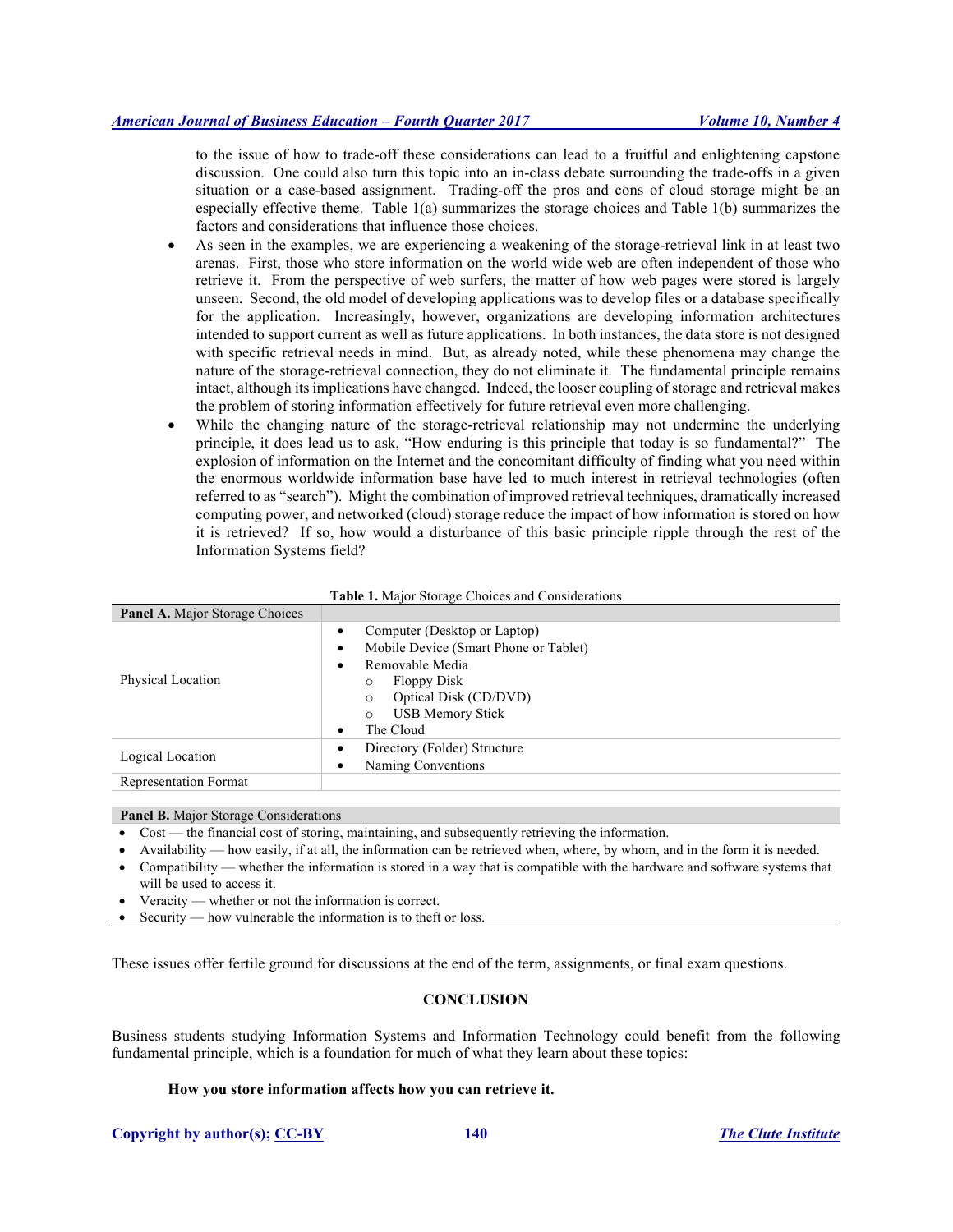to the issue of how to trade-off these considerations can lead to a fruitful and enlightening capstone discussion. One could also turn this topic into an in-class debate surrounding the trade-offs in a given situation or a case-based assignment. Trading-off the pros and cons of cloud storage might be an especially effective theme. Table 1(a) summarizes the storage choices and Table 1(b) summarizes the factors and considerations that influence those choices.

- As seen in the examples, we are experiencing a weakening of the storage-retrieval link in at least two arenas. First, those who store information on the world wide web are often independent of those who retrieve it. From the perspective of web surfers, the matter of how web pages were stored is largely unseen. Second, the old model of developing applications was to develop files or a database specifically for the application. Increasingly, however, organizations are developing information architectures intended to support current as well as future applications. In both instances, the data store is not designed with specific retrieval needs in mind. But, as already noted, while these phenomena may change the nature of the storage-retrieval connection, they do not eliminate it. The fundamental principle remains intact, although its implications have changed. Indeed, the looser coupling of storage and retrieval makes the problem of storing information effectively for future retrieval even more challenging.
- While the changing nature of the storage-retrieval relationship may not undermine the underlying principle, it does lead us to ask, "How enduring is this principle that today is so fundamental?" The explosion of information on the Internet and the concomitant difficulty of finding what you need within the enormous worldwide information base have led to much interest in retrieval technologies (often referred to as "search"). Might the combination of improved retrieval techniques, dramatically increased computing power, and networked (cloud) storage reduce the impact of how information is stored on how it is retrieved? If so, how would a disturbance of this basic principle ripple through the rest of the Information Systems field?

**Table 1.** Major Storage Choices and Considerations

| **Panel A.** Major Storage Choices | |
|---|---|
| Physical Location | • Computer (Desktop or Laptop)<br>• Mobile Device (Smart Phone or Tablet)<br>• Removable Media<br>  ○ Floppy Disk<br>  ○ Optical Disk (CD/DVD)<br>  ○ USB Memory Stick<br>• The Cloud |
| Logical Location | • Directory (Folder) Structure<br>• Naming Conventions |
| Representation Format | |

**Panel B.** Major Storage Considerations

- Cost — the financial cost of storing, maintaining, and subsequently retrieving the information.
- Availability — how easily, if at all, the information can be retrieved when, where, by whom, and in the form it is needed.
- Compatibility — whether the information is stored in a way that is compatible with the hardware and software systems that will be used to access it.
- Veracity — whether or not the information is correct.
- Security — how vulnerable the information is to theft or loss.

These issues offer fertile ground for discussions at the end of the term, assignments, or final exam questions.

## CONCLUSION

Business students studying Information Systems and Information Technology could benefit from the following fundamental principle, which is a foundation for much of what they learn about these topics:

**How you store information affects how you can retrieve it.**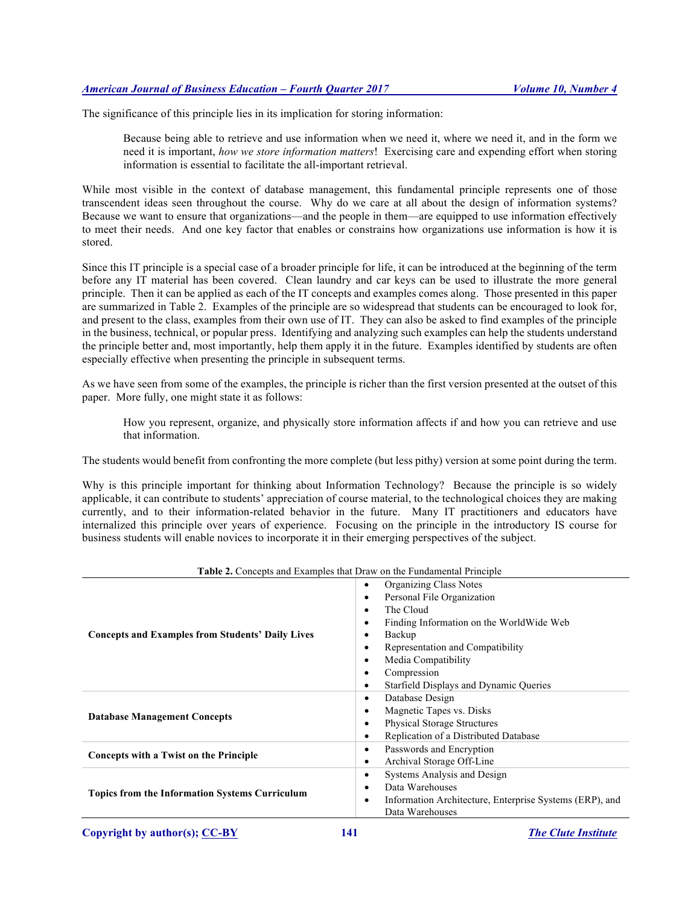The significance of this principle lies in its implication for storing information:

> Because being able to retrieve and use information when we need it, where we need it, and in the form we need it is important, *how we store information matters*! Exercising care and expending effort when storing information is essential to facilitate the all-important retrieval.

While most visible in the context of database management, this fundamental principle represents one of those transcendent ideas seen throughout the course. Why do we care at all about the design of information systems? Because we want to ensure that organizations—and the people in them—are equipped to use information effectively to meet their needs. And one key factor that enables or constrains how organizations use information is how it is stored.

Since this IT principle is a special case of a broader principle for life, it can be introduced at the beginning of the term before any IT material has been covered. Clean laundry and car keys can be used to illustrate the more general principle. Then it can be applied as each of the IT concepts and examples comes along. Those presented in this paper are summarized in Table 2. Examples of the principle are so widespread that students can be encouraged to look for, and present to the class, examples from their own use of IT. They can also be asked to find examples of the principle in the business, technical, or popular press. Identifying and analyzing such examples can help the students understand the principle better and, most importantly, help them apply it in the future. Examples identified by students are often especially effective when presenting the principle in subsequent terms.

As we have seen from some of the examples, the principle is richer than the first version presented at the outset of this paper. More fully, one might state it as follows:

> How you represent, organize, and physically store information affects if and how you can retrieve and use that information.

The students would benefit from confronting the more complete (but less pithy) version at some point during the term.

Why is this principle important for thinking about Information Technology? Because the principle is so widely applicable, it can contribute to students' appreciation of course material, to the technological choices they are making currently, and to their information-related behavior in the future. Many IT practitioners and educators have internalized this principle over years of experience. Focusing on the principle in the introductory IS course for business students will enable novices to incorporate it in their emerging perspectives of the subject.

**Table 2.** Concepts and Examples that Draw on the Fundamental Principle

| Category | Concepts and Examples |
|---|---|
| **Concepts and Examples from Students' Daily Lives** | • Organizing Class Notes<br>• Personal File Organization<br>• The Cloud<br>• Finding Information on the WorldWide Web<br>• Backup<br>• Representation and Compatibility<br>• Media Compatibility<br>• Compression<br>• Starfield Displays and Dynamic Queries |
| **Database Management Concepts** | • Database Design<br>• Magnetic Tapes vs. Disks<br>• Physical Storage Structures<br>• Replication of a Distributed Database |
| **Concepts with a Twist on the Principle** | • Passwords and Encryption<br>• Archival Storage Off-Line |
| **Topics from the Information Systems Curriculum** | • Systems Analysis and Design<br>• Data Warehouses<br>• Information Architecture, Enterprise Systems (ERP), and Data Warehouses |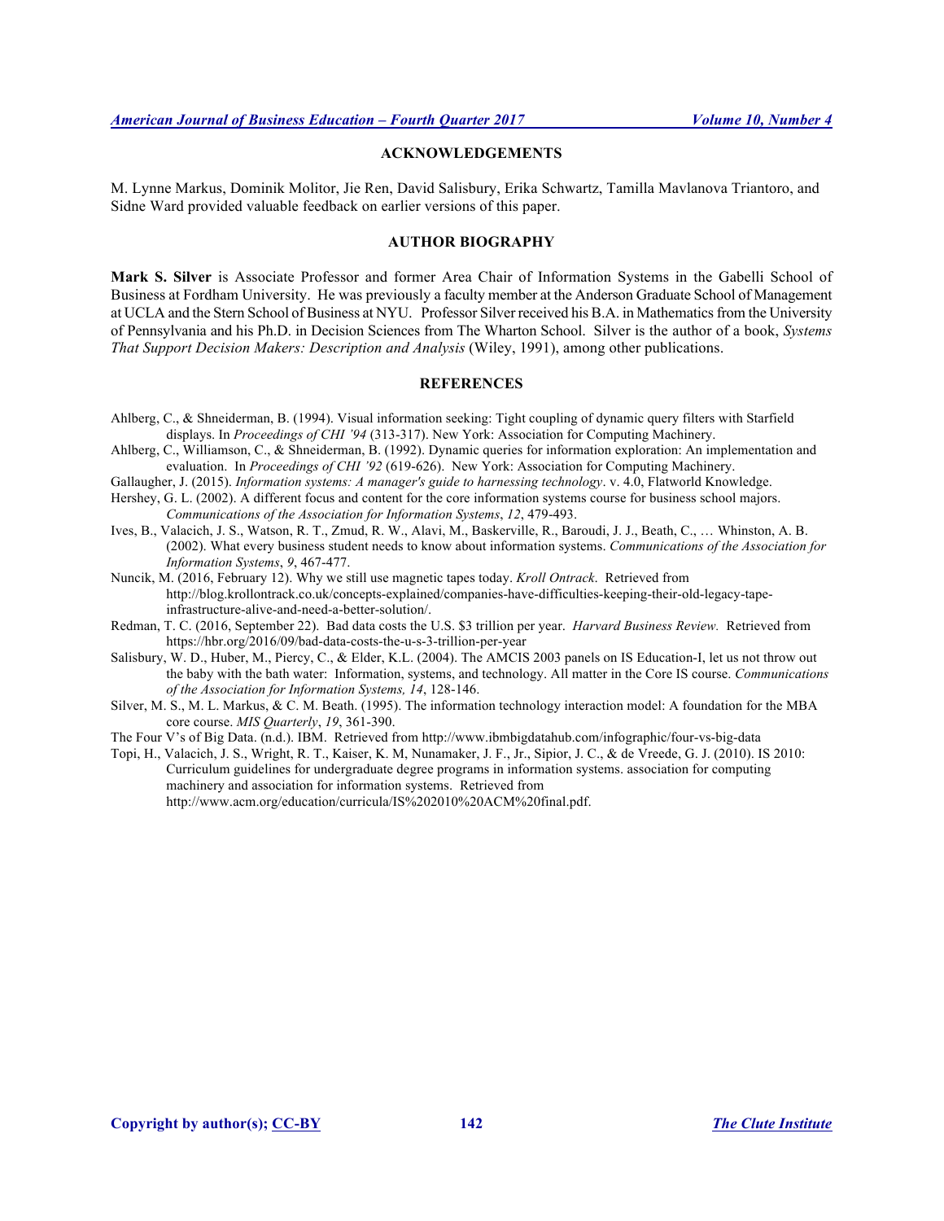## ACKNOWLEDGEMENTS

M. Lynne Markus, Dominik Molitor, Jie Ren, David Salisbury, Erika Schwartz, Tamilla Mavlanova Triantoro, and Sidne Ward provided valuable feedback on earlier versions of this paper.

## AUTHOR BIOGRAPHY

**Mark S. Silver** is Associate Professor and former Area Chair of Information Systems in the Gabelli School of Business at Fordham University. He was previously a faculty member at the Anderson Graduate School of Management at UCLA and the Stern School of Business at NYU. Professor Silver received his B.A. in Mathematics from the University of Pennsylvania and his Ph.D. in Decision Sciences from The Wharton School. Silver is the author of a book, *Systems That Support Decision Makers: Description and Analysis* (Wiley, 1991), among other publications.

## REFERENCES

Ahlberg, C., & Shneiderman, B. (1994). Visual information seeking: Tight coupling of dynamic query filters with Starfield displays. In *Proceedings of CHI '94* (313-317). New York: Association for Computing Machinery.

Ahlberg, C., Williamson, C., & Shneiderman, B. (1992). Dynamic queries for information exploration: An implementation and evaluation. In *Proceedings of CHI '92* (619-626). New York: Association for Computing Machinery.

Gallaugher, J. (2015). *Information systems: A manager's guide to harnessing technology*. v. 4.0, Flatworld Knowledge.

Hershey, G. L. (2002). A different focus and content for the core information systems course for business school majors. *Communications of the Association for Information Systems*, *12*, 479-493.

Ives, B., Valacich, J. S., Watson, R. T., Zmud, R. W., Alavi, M., Baskerville, R., Baroudi, J. J., Beath, C., … Whinston, A. B. (2002). What every business student needs to know about information systems. *Communications of the Association for Information Systems*, *9*, 467-477.

Nuncik, M. (2016, February 12). Why we still use magnetic tapes today. *Kroll Ontrack*. Retrieved from http://blog.krollontrack.co.uk/concepts-explained/companies-have-difficulties-keeping-their-old-legacy-tape-infrastructure-alive-and-need-a-better-solution/.

Redman, T. C. (2016, September 22). Bad data costs the U.S. $3 trillion per year. *Harvard Business Review.* Retrieved from https://hbr.org/2016/09/bad-data-costs-the-u-s-3-trillion-per-year

Salisbury, W. D., Huber, M., Piercy, C., & Elder, K.L. (2004). The AMCIS 2003 panels on IS Education-I, let us not throw out the baby with the bath water: Information, systems, and technology. All matter in the Core IS course. *Communications of the Association for Information Systems, 14*, 128-146.

Silver, M. S., M. L. Markus, & C. M. Beath. (1995). The information technology interaction model: A foundation for the MBA core course. *MIS Quarterly*, *19*, 361-390.

The Four V's of Big Data. (n.d.). IBM. Retrieved from http://www.ibmbigdatahub.com/infographic/four-vs-big-data

Topi, H., Valacich, J. S., Wright, R. T., Kaiser, K. M, Nunamaker, J. F., Jr., Sipior, J. C., & de Vreede, G. J. (2010). IS 2010: Curriculum guidelines for undergraduate degree programs in information systems. association for computing machinery and association for information systems. Retrieved from http://www.acm.org/education/curricula/IS%202010%20ACM%20final.pdf.